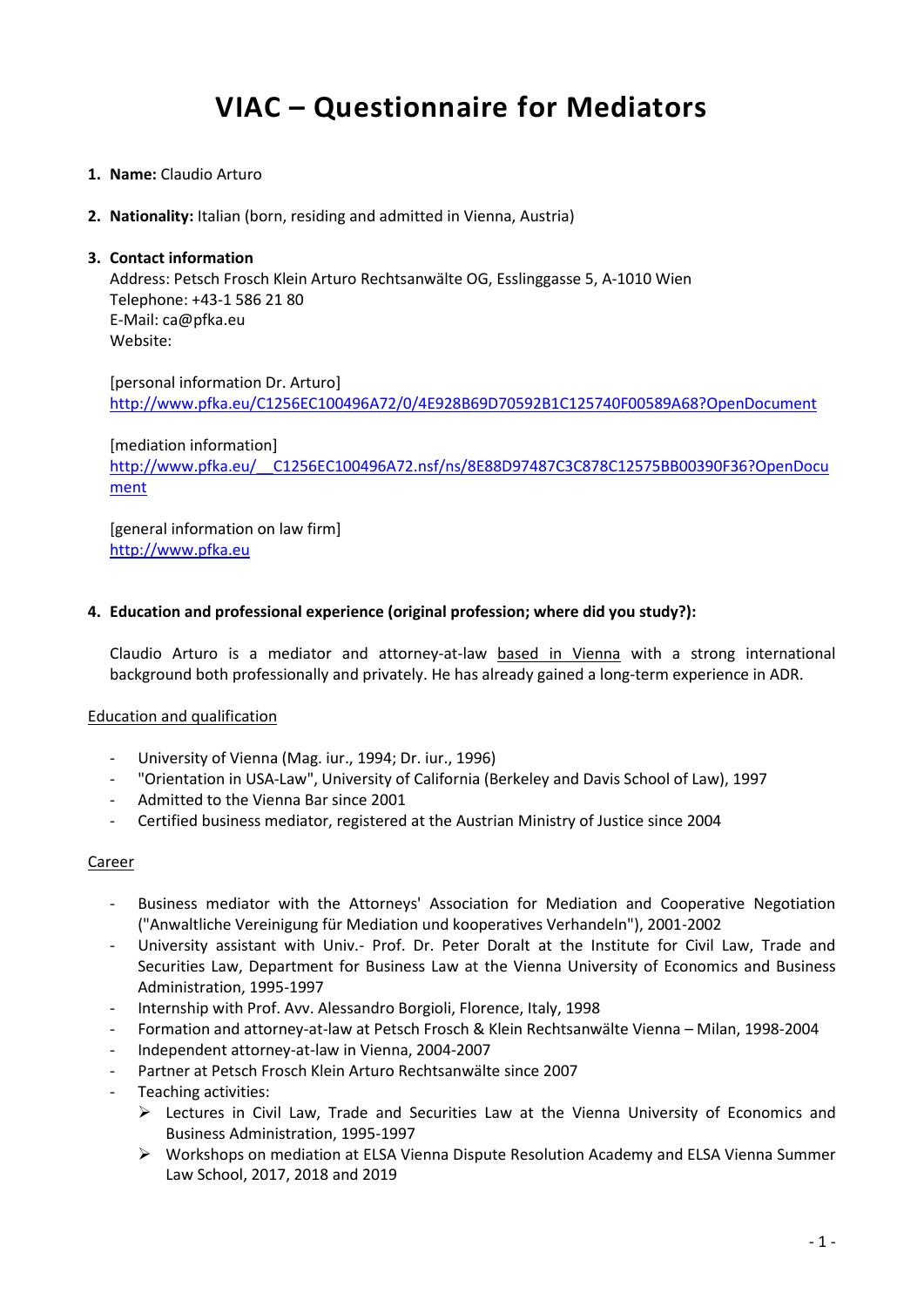# VIAC – Questionnaire for Mediators

1. **Name:** Claudio Arturo

2. **Nationality:** Italian (born, residing and admitted in Vienna, Austria)

3. **Contact information**
   Address: Petsch Frosch Klein Arturo Rechtsanwälte OG, Esslinggasse 5, A-1010 Wien
   Telephone: +43-1 586 21 80
   E-Mail: ca@pfka.eu
   Website:

   [personal information Dr. Arturo]
   http://www.pfka.eu/C1256EC100496A72/0/4E928B69D70592B1C125740F00589A68?OpenDocument

   [mediation information]
   http://www.pfka.eu/__C1256EC100496A72.nsf/ns/8E88D97487C3C878C12575BB00390F36?OpenDocument

   [general information on law firm]
   http://www.pfka.eu

4. **Education and professional experience (original profession; where did you study?):**

   Claudio Arturo is a mediator and attorney-at-law based in Vienna with a strong international background both professionally and privately. He has already gained a long-term experience in ADR.

Education and qualification

- University of Vienna (Mag. iur., 1994; Dr. iur., 1996)
- "Orientation in USA-Law", University of California (Berkeley and Davis School of Law), 1997
- Admitted to the Vienna Bar since 2001
- Certified business mediator, registered at the Austrian Ministry of Justice since 2004

Career

- Business mediator with the Attorneys' Association for Mediation and Cooperative Negotiation ("Anwaltliche Vereinigung für Mediation und kooperatives Verhandeln"), 2001-2002
- University assistant with Univ.- Prof. Dr. Peter Doralt at the Institute for Civil Law, Trade and Securities Law, Department for Business Law at the Vienna University of Economics and Business Administration, 1995-1997
- Internship with Prof. Avv. Alessandro Borgioli, Florence, Italy, 1998
- Formation and attorney-at-law at Petsch Frosch & Klein Rechtsanwälte Vienna – Milan, 1998-2004
- Independent attorney-at-law in Vienna, 2004-2007
- Partner at Petsch Frosch Klein Arturo Rechtsanwälte since 2007
- Teaching activities:
  - Lectures in Civil Law, Trade and Securities Law at the Vienna University of Economics and Business Administration, 1995-1997
  - Workshops on mediation at ELSA Vienna Dispute Resolution Academy and ELSA Vienna Summer Law School, 2017, 2018 and 2019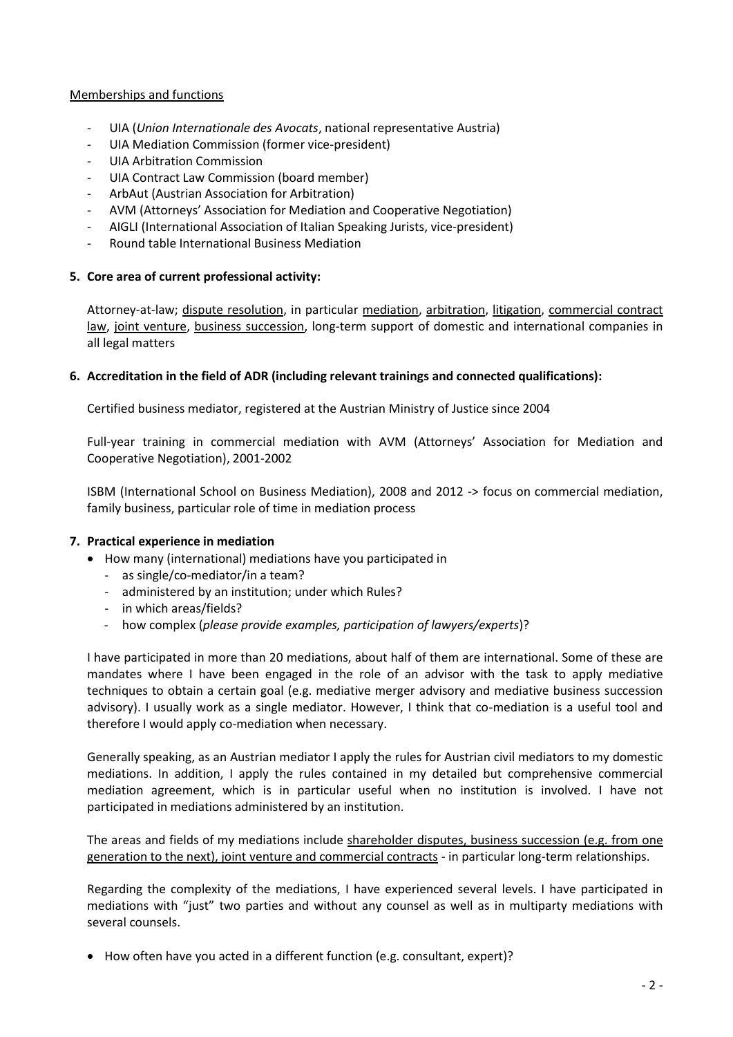Memberships and functions

- UIA (*Union Internationale des Avocats*, national representative Austria)
- UIA Mediation Commission (former vice-president)
- UIA Arbitration Commission
- UIA Contract Law Commission (board member)
- ArbAut (Austrian Association for Arbitration)
- AVM (Attorneys' Association for Mediation and Cooperative Negotiation)
- AIGLI (International Association of Italian Speaking Jurists, vice-president)
- Round table International Business Mediation

**5. Core area of current professional activity:**

Attorney-at-law; dispute resolution, in particular mediation, arbitration, litigation, commercial contract law, joint venture, business succession, long-term support of domestic and international companies in all legal matters

**6. Accreditation in the field of ADR (including relevant trainings and connected qualifications):**

Certified business mediator, registered at the Austrian Ministry of Justice since 2004

Full-year training in commercial mediation with AVM (Attorneys' Association for Mediation and Cooperative Negotiation), 2001-2002

ISBM (International School on Business Mediation), 2008 and 2012 -> focus on commercial mediation, family business, particular role of time in mediation process

**7. Practical experience in mediation**

- How many (international) mediations have you participated in
  - as single/co-mediator/in a team?
  - administered by an institution; under which Rules?
  - in which areas/fields?
  - how complex (*please provide examples, participation of lawyers/experts*)?

I have participated in more than 20 mediations, about half of them are international. Some of these are mandates where I have been engaged in the role of an advisor with the task to apply mediative techniques to obtain a certain goal (e.g. mediative merger advisory and mediative business succession advisory). I usually work as a single mediator. However, I think that co-mediation is a useful tool and therefore I would apply co-mediation when necessary.

Generally speaking, as an Austrian mediator I apply the rules for Austrian civil mediators to my domestic mediations. In addition, I apply the rules contained in my detailed but comprehensive commercial mediation agreement, which is in particular useful when no institution is involved. I have not participated in mediations administered by an institution.

The areas and fields of my mediations include shareholder disputes, business succession (e.g. from one generation to the next), joint venture and commercial contracts - in particular long-term relationships.

Regarding the complexity of the mediations, I have experienced several levels. I have participated in mediations with "just" two parties and without any counsel as well as in multiparty mediations with several counsels.

- How often have you acted in a different function (e.g. consultant, expert)?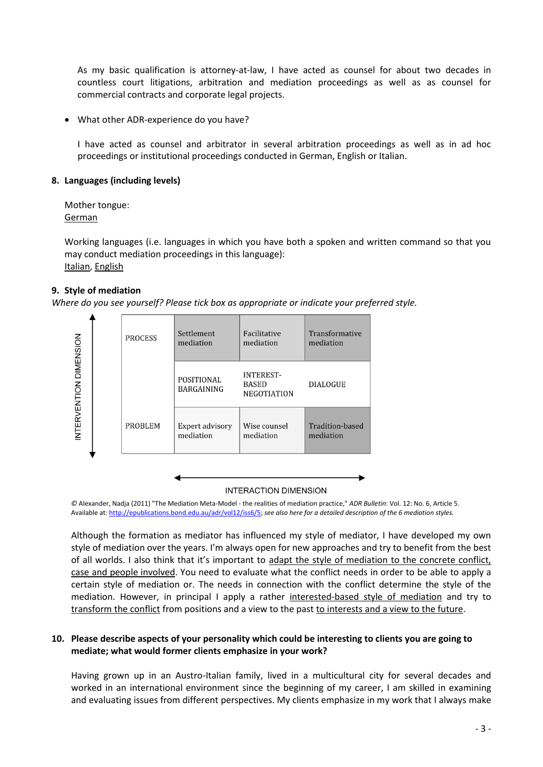As my basic qualification is attorney-at-law, I have acted as counsel for about two decades in countless court litigations, arbitration and mediation proceedings as well as as counsel for commercial contracts and corporate legal projects.

- What other ADR-experience do you have?

  I have acted as counsel and arbitrator in several arbitration proceedings as well as in ad hoc proceedings or institutional proceedings conducted in German, English or Italian.

**8. Languages (including levels)**

Mother tongue:
German

Working languages (i.e. languages in which you have both a spoken and written command so that you may conduct mediation proceedings in this language):
Italian, English

**9. Style of mediation**

*Where do you see yourself? Please tick box as appropriate or indicate your preferred style.*

INTERVENTION DIMENSION (vertical axis)

| | | | |
|---|---|---|---|
| PROCESS | Settlement mediation | Facilitative mediation | Transformative mediation |
| | POSITIONAL BARGAINING | INTEREST-BASED NEGOTIATION | DIALOGUE |
| PROBLEM | Expert advisory mediation | Wise counsel mediation | Tradition-based mediation |

INTERACTION DIMENSION (horizontal axis)

© Alexander, Nadja (2011) "The Mediation Meta-Model - the realities of mediation practice," *ADR Bulletin*: Vol. 12: No. 6, Article 5. Available at: http://epublications.bond.edu.au/adr/vol12/iss6/5; *see also here for a detailed description of the 6 mediation styles.*

Although the formation as mediator has influenced my style of mediator, I have developed my own style of mediation over the years. I'm always open for new approaches and try to benefit from the best of all worlds. I also think that it's important to adapt the style of mediation to the concrete conflict, case and people involved. You need to evaluate what the conflict needs in order to be able to apply a certain style of mediation or. The needs in connection with the conflict determine the style of the mediation. However, in principal I apply a rather interested-based style of mediation and try to transform the conflict from positions and a view to the past to interests and a view to the future.

**10. Please describe aspects of your personality which could be interesting to clients you are going to mediate; what would former clients emphasize in your work?**

Having grown up in an Austro-Italian family, lived in a multicultural city for several decades and worked in an international environment since the beginning of my career, I am skilled in examining and evaluating issues from different perspectives. My clients emphasize in my work that I always make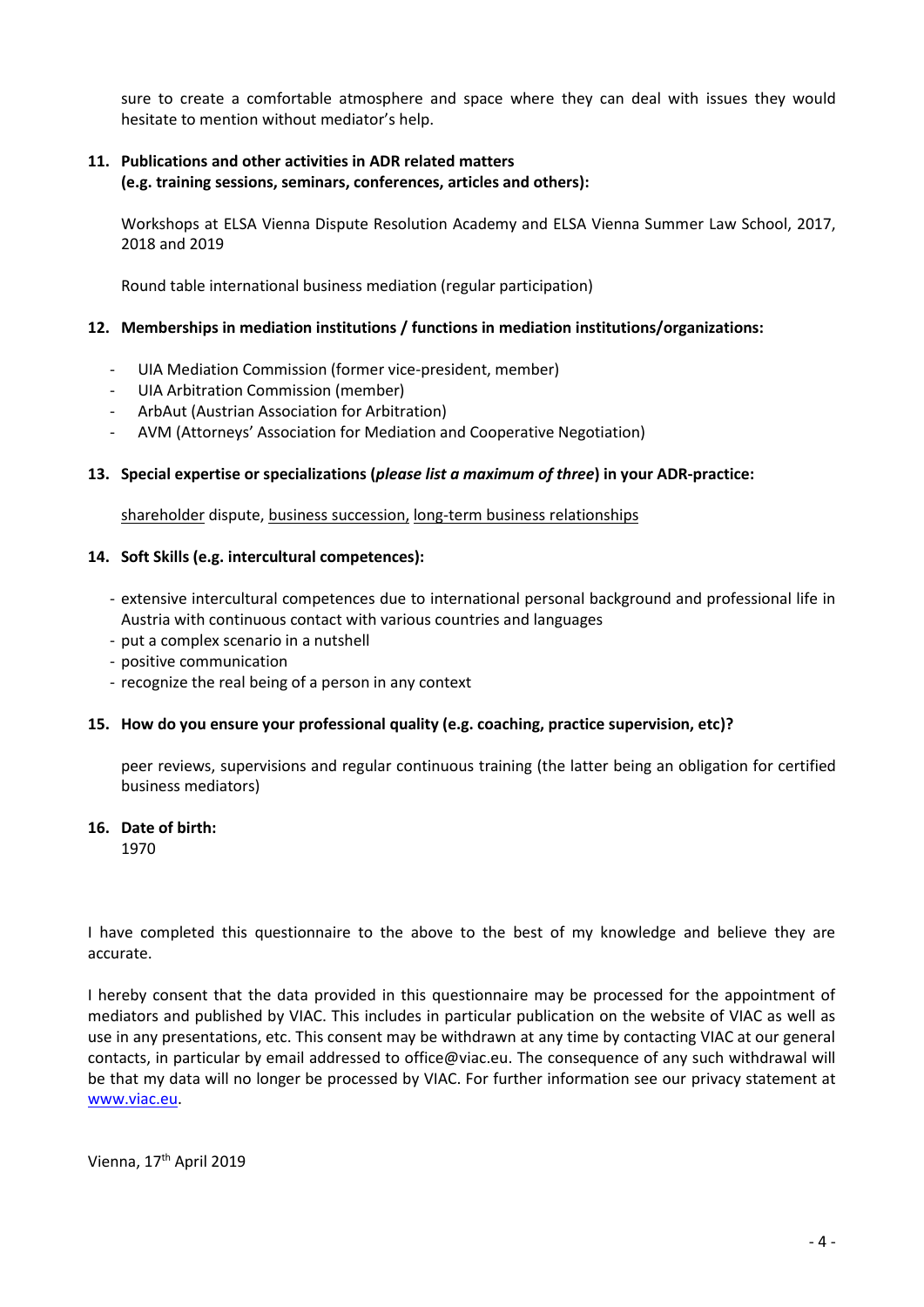sure to create a comfortable atmosphere and space where they can deal with issues they would hesitate to mention without mediator's help.

**11. Publications and other activities in ADR related matters (e.g. training sessions, seminars, conferences, articles and others):**

Workshops at ELSA Vienna Dispute Resolution Academy and ELSA Vienna Summer Law School, 2017, 2018 and 2019

Round table international business mediation (regular participation)

**12. Memberships in mediation institutions / functions in mediation institutions/organizations:**

- UIA Mediation Commission (former vice-president, member)
- UIA Arbitration Commission (member)
- ArbAut (Austrian Association for Arbitration)
- AVM (Attorneys' Association for Mediation and Cooperative Negotiation)

**13. Special expertise or specializations (*please list a maximum of three*) in your ADR-practice:**

shareholder dispute, business succession, long-term business relationships

**14. Soft Skills (e.g. intercultural competences):**

- extensive intercultural competences due to international personal background and professional life in Austria with continuous contact with various countries and languages
- put a complex scenario in a nutshell
- positive communication
- recognize the real being of a person in any context

**15. How do you ensure your professional quality (e.g. coaching, practice supervision, etc)?**

peer reviews, supervisions and regular continuous training (the latter being an obligation for certified business mediators)

**16. Date of birth:**

1970

I have completed this questionnaire to the above to the best of my knowledge and believe they are accurate.

I hereby consent that the data provided in this questionnaire may be processed for the appointment of mediators and published by VIAC. This includes in particular publication on the website of VIAC as well as use in any presentations, etc. This consent may be withdrawn at any time by contacting VIAC at our general contacts, in particular by email addressed to office@viac.eu. The consequence of any such withdrawal will be that my data will no longer be processed by VIAC. For further information see our privacy statement at www.viac.eu.

Vienna, 17th April 2019